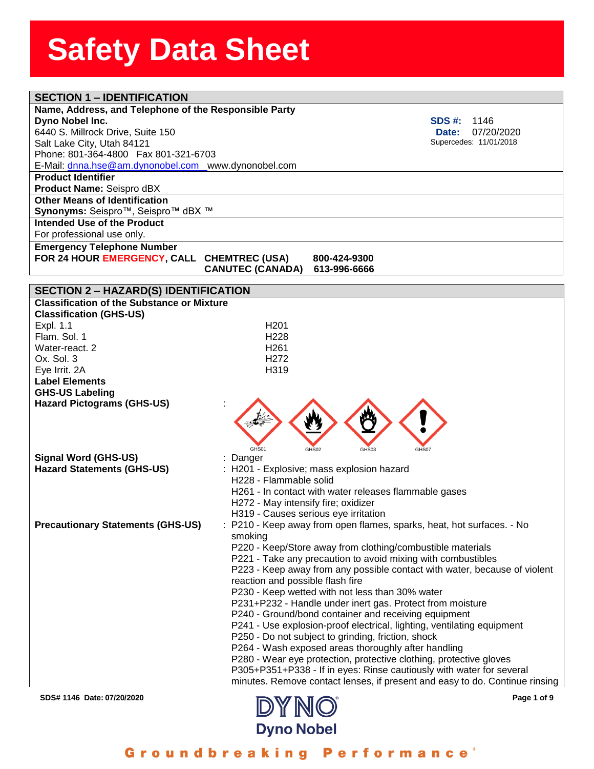# Safety Data Sheet

## SECTION 1 – IDENTIFICATION

**Name, Address, and Telephone of the Responsible Party**

**Dyno Nobel Inc.**
6440 S. Millrock Drive, Suite 150
Salt Lake City, Utah 84121
Phone: 801-364-4800   Fax 801-321-6703
E-Mail: dnna.hse@am.dynonobel.com   www.dynonobel.com

**SDS #:** 1146
**Date:** 07/20/2020
Supercedes: 11/01/2018

**Product Identifier**
**Product Name:** Seispro dBX

**Other Means of Identification**
**Synonyms:** Seispro™, Seispro™ dBX ™

**Intended Use of the Product**
For professional use only.

**Emergency Telephone Number**
**FOR 24 HOUR EMERGENCY, CALL**
**CHEMTREC (USA) 800-424-9300**
**CANUTEC (CANADA) 613-996-6666**

## SECTION 2 – HAZARD(S) IDENTIFICATION

**Classification of the Substance or Mixture**

**Classification (GHS-US)**

| Classification | Code |
|---|---|
| Expl. 1.1 | H201 |
| Flam. Sol. 1 | H228 |
| Water-react. 2 | H261 |
| Ox. Sol. 3 | H272 |
| Eye Irrit. 2A | H319 |

**Label Elements**

**GHS-US Labeling**

**Hazard Pictograms (GHS-US)** : GHS01 GHS02 GHS03 GHS07

**Signal Word (GHS-US)** : Danger

**Hazard Statements (GHS-US)** :
- H201 - Explosive; mass explosion hazard
- H228 - Flammable solid
- H261 - In contact with water releases flammable gases
- H272 - May intensify fire; oxidizer
- H319 - Causes serious eye irritation

**Precautionary Statements (GHS-US)** :
- P210 - Keep away from open flames, sparks, heat, hot surfaces. - No smoking
- P220 - Keep/Store away from clothing/combustible materials
- P221 - Take any precaution to avoid mixing with combustibles
- P223 - Keep away from any possible contact with water, because of violent reaction and possible flash fire
- P230 - Keep wetted with not less than 30% water
- P231+P232 - Handle under inert gas. Protect from moisture
- P240 - Ground/bond container and receiving equipment
- P241 - Use explosion-proof electrical, lighting, ventilating equipment
- P250 - Do not subject to grinding, friction, shock
- P264 - Wash exposed areas thoroughly after handling
- P280 - Wear eye protection, protective clothing, protective gloves
- P305+P351+P338 - If in eyes: Rinse cautiously with water for several minutes. Remove contact lenses, if present and easy to do. Continue rinsing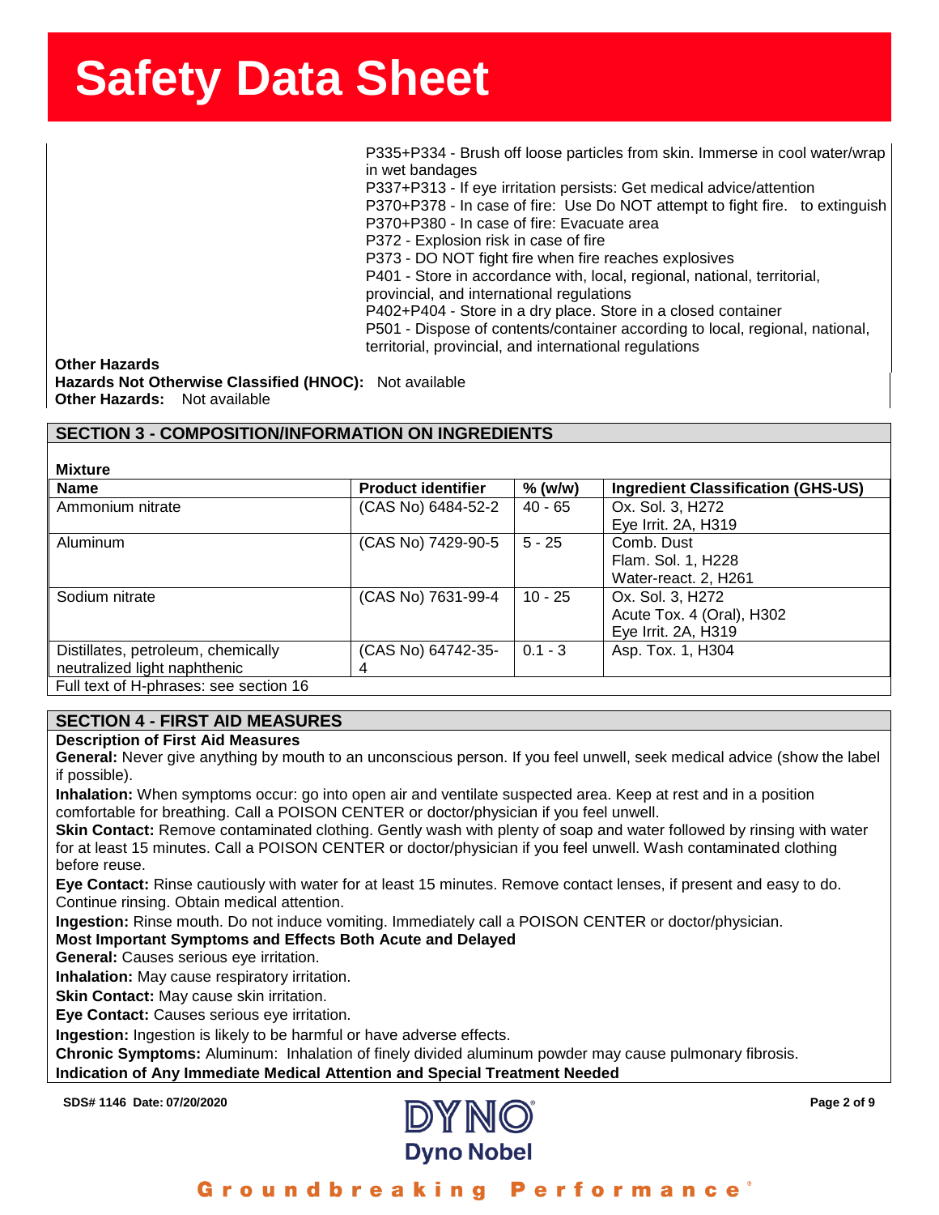P335+P334 - Brush off loose particles from skin. Immerse in cool water/wrap in wet bandages
P337+P313 - If eye irritation persists: Get medical advice/attention
P370+P378 - In case of fire: Use Do NOT attempt to fight fire. to extinguish
P370+P380 - In case of fire: Evacuate area
P372 - Explosion risk in case of fire
P373 - DO NOT fight fire when fire reaches explosives
P401 - Store in accordance with, local, regional, national, territorial, provincial, and international regulations
P402+P404 - Store in a dry place. Store in a closed container
P501 - Dispose of contents/container according to local, regional, national, territorial, provincial, and international regulations

**Other Hazards**
**Hazards Not Otherwise Classified (HNOC):** Not available
**Other Hazards:** Not available

## SECTION 3 - COMPOSITION/INFORMATION ON INGREDIENTS

**Mixture**

| Name | Product identifier | % (w/w) | Ingredient Classification (GHS-US) |
|---|---|---|---|
| Ammonium nitrate | (CAS No) 6484-52-2 | 40 - 65 | Ox. Sol. 3, H272<br>Eye Irrit. 2A, H319 |
| Aluminum | (CAS No) 7429-90-5 | 5 - 25 | Comb. Dust<br>Flam. Sol. 1, H228<br>Water-react. 2, H261 |
| Sodium nitrate | (CAS No) 7631-99-4 | 10 - 25 | Ox. Sol. 3, H272<br>Acute Tox. 4 (Oral), H302<br>Eye Irrit. 2A, H319 |
| Distillates, petroleum, chemically neutralized light naphthenic | (CAS No) 64742-35-4 | 0.1 - 3 | Asp. Tox. 1, H304 |

Full text of H-phrases: see section 16

## SECTION 4 - FIRST AID MEASURES

**Description of First Aid Measures**

**General:** Never give anything by mouth to an unconscious person. If you feel unwell, seek medical advice (show the label if possible).

**Inhalation:** When symptoms occur: go into open air and ventilate suspected area. Keep at rest and in a position comfortable for breathing. Call a POISON CENTER or doctor/physician if you feel unwell.

**Skin Contact:** Remove contaminated clothing. Gently wash with plenty of soap and water followed by rinsing with water for at least 15 minutes. Call a POISON CENTER or doctor/physician if you feel unwell. Wash contaminated clothing before reuse.

**Eye Contact:** Rinse cautiously with water for at least 15 minutes. Remove contact lenses, if present and easy to do. Continue rinsing. Obtain medical attention.

**Ingestion:** Rinse mouth. Do not induce vomiting. Immediately call a POISON CENTER or doctor/physician.

**Most Important Symptoms and Effects Both Acute and Delayed**

**General:** Causes serious eye irritation.

**Inhalation:** May cause respiratory irritation.

**Skin Contact:** May cause skin irritation.

**Eye Contact:** Causes serious eye irritation.

**Ingestion:** Ingestion is likely to be harmful or have adverse effects.

**Chronic Symptoms:** Aluminum: Inhalation of finely divided aluminum powder may cause pulmonary fibrosis.

**Indication of Any Immediate Medical Attention and Special Treatment Needed**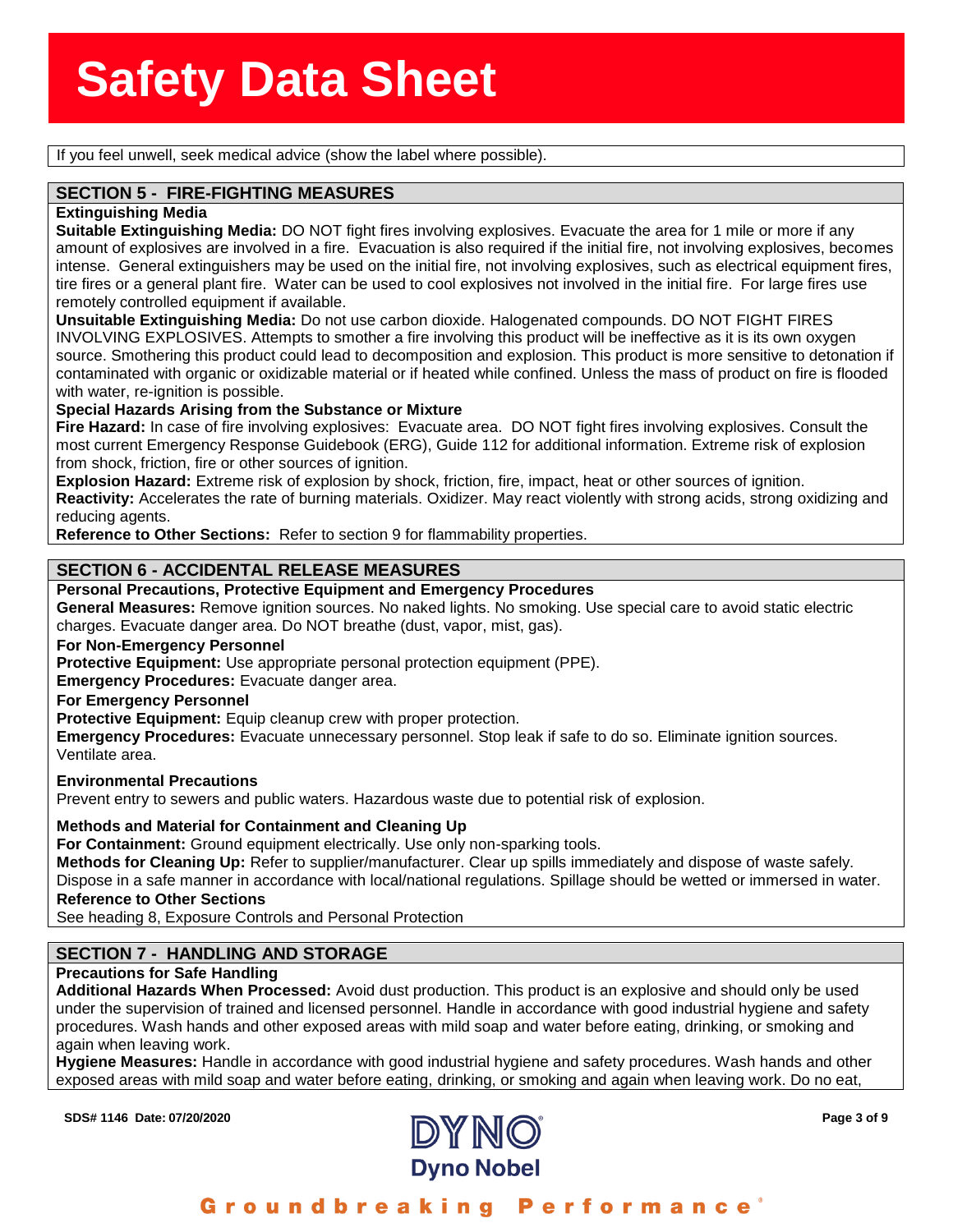If you feel unwell, seek medical advice (show the label where possible).

## SECTION 5 - FIRE-FIGHTING MEASURES

**Extinguishing Media**

**Suitable Extinguishing Media:** DO NOT fight fires involving explosives. Evacuate the area for 1 mile or more if any amount of explosives are involved in a fire. Evacuation is also required if the initial fire, not involving explosives, becomes intense. General extinguishers may be used on the initial fire, not involving explosives, such as electrical equipment fires, tire fires or a general plant fire. Water can be used to cool explosives not involved in the initial fire. For large fires use remotely controlled equipment if available.

**Unsuitable Extinguishing Media:** Do not use carbon dioxide. Halogenated compounds. DO NOT FIGHT FIRES INVOLVING EXPLOSIVES. Attempts to smother a fire involving this product will be ineffective as it is its own oxygen source. Smothering this product could lead to decomposition and explosion. This product is more sensitive to detonation if contaminated with organic or oxidizable material or if heated while confined. Unless the mass of product on fire is flooded with water, re-ignition is possible.

**Special Hazards Arising from the Substance or Mixture**

**Fire Hazard:** In case of fire involving explosives: Evacuate area. DO NOT fight fires involving explosives. Consult the most current Emergency Response Guidebook (ERG), Guide 112 for additional information. Extreme risk of explosion from shock, friction, fire or other sources of ignition.

**Explosion Hazard:** Extreme risk of explosion by shock, friction, fire, impact, heat or other sources of ignition.

**Reactivity:** Accelerates the rate of burning materials. Oxidizer. May react violently with strong acids, strong oxidizing and reducing agents.

**Reference to Other Sections:** Refer to section 9 for flammability properties.

## SECTION 6 - ACCIDENTAL RELEASE MEASURES

**Personal Precautions, Protective Equipment and Emergency Procedures**

**General Measures:** Remove ignition sources. No naked lights. No smoking. Use special care to avoid static electric charges. Evacuate danger area. Do NOT breathe (dust, vapor, mist, gas).

**For Non-Emergency Personnel**

**Protective Equipment:** Use appropriate personal protection equipment (PPE).

**Emergency Procedures:** Evacuate danger area.

**For Emergency Personnel**

**Protective Equipment:** Equip cleanup crew with proper protection.

**Emergency Procedures:** Evacuate unnecessary personnel. Stop leak if safe to do so. Eliminate ignition sources. Ventilate area.

**Environmental Precautions**

Prevent entry to sewers and public waters. Hazardous waste due to potential risk of explosion.

**Methods and Material for Containment and Cleaning Up**

**For Containment:** Ground equipment electrically. Use only non-sparking tools.

**Methods for Cleaning Up:** Refer to supplier/manufacturer. Clear up spills immediately and dispose of waste safely. Dispose in a safe manner in accordance with local/national regulations. Spillage should be wetted or immersed in water.

**Reference to Other Sections**

See heading 8, Exposure Controls and Personal Protection

## SECTION 7 - HANDLING AND STORAGE

**Precautions for Safe Handling**

**Additional Hazards When Processed:** Avoid dust production. This product is an explosive and should only be used under the supervision of trained and licensed personnel. Handle in accordance with good industrial hygiene and safety procedures. Wash hands and other exposed areas with mild soap and water before eating, drinking, or smoking and again when leaving work.

**Hygiene Measures:** Handle in accordance with good industrial hygiene and safety procedures. Wash hands and other exposed areas with mild soap and water before eating, drinking, or smoking and again when leaving work. Do no eat,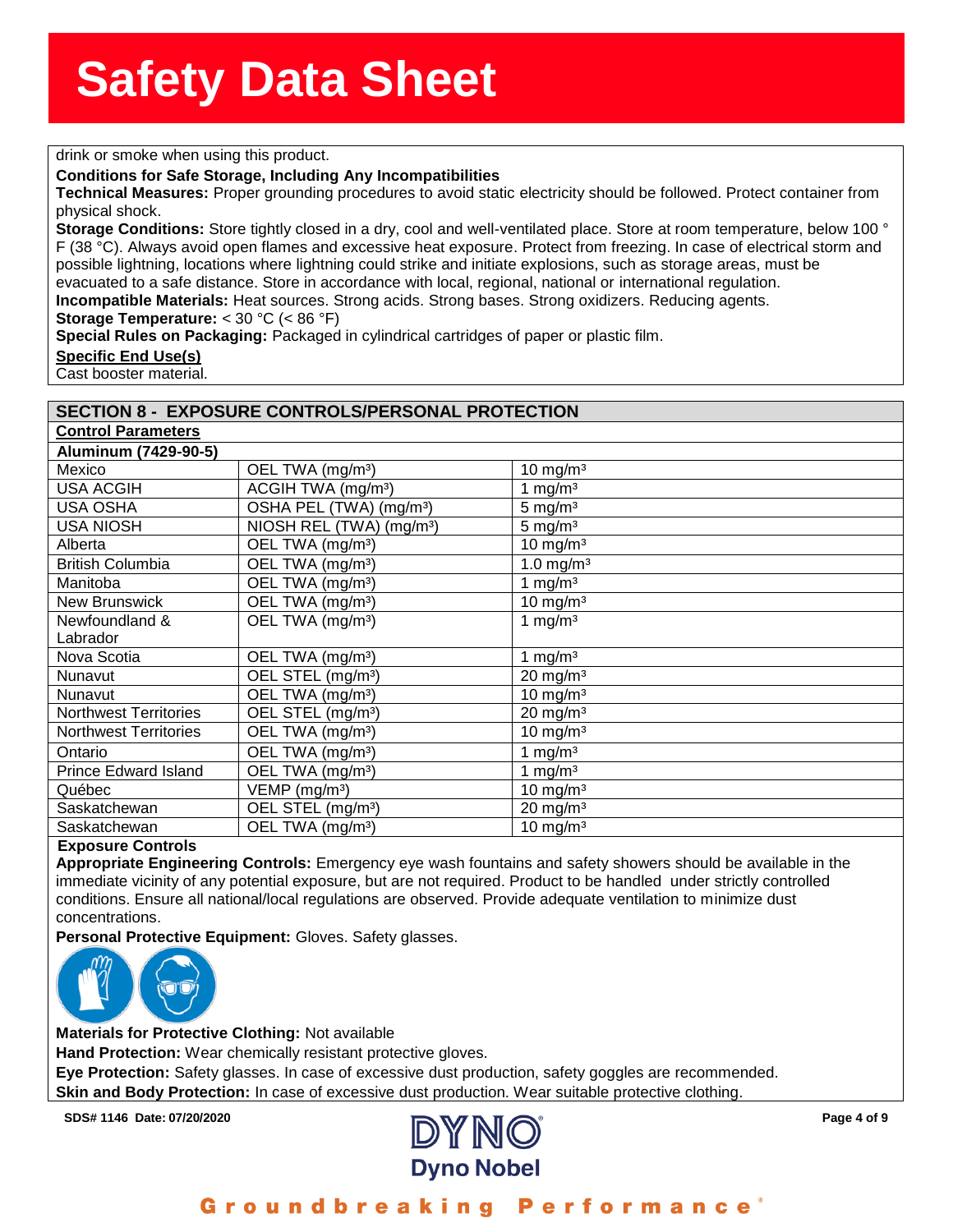drink or smoke when using this product.

**Conditions for Safe Storage, Including Any Incompatibilities**

**Technical Measures:** Proper grounding procedures to avoid static electricity should be followed. Protect container from physical shock.

**Storage Conditions:** Store tightly closed in a dry, cool and well-ventilated place. Store at room temperature, below 100 ° F (38 °C). Always avoid open flames and excessive heat exposure. Protect from freezing. In case of electrical storm and possible lightning, locations where lightning could strike and initiate explosions, such as storage areas, must be evacuated to a safe distance. Store in accordance with local, regional, national or international regulation.

**Incompatible Materials:** Heat sources. Strong acids. Strong bases. Strong oxidizers. Reducing agents.

**Storage Temperature:** < 30 °C (< 86 °F)

**Special Rules on Packaging:** Packaged in cylindrical cartridges of paper or plastic film.

**Specific End Use(s)**

Cast booster material.

## SECTION 8 - EXPOSURE CONTROLS/PERSONAL PROTECTION

**Control Parameters**

| Aluminum (7429-90-5) | | |
|---|---|---|
| Mexico | OEL TWA (mg/m³) | 10 mg/m³ |
| USA ACGIH | ACGIH TWA (mg/m³) | 1 mg/m³ |
| USA OSHA | OSHA PEL (TWA) (mg/m³) | 5 mg/m³ |
| USA NIOSH | NIOSH REL (TWA) (mg/m³) | 5 mg/m³ |
| Alberta | OEL TWA (mg/m³) | 10 mg/m³ |
| British Columbia | OEL TWA (mg/m³) | 1.0 mg/m³ |
| Manitoba | OEL TWA (mg/m³) | 1 mg/m³ |
| New Brunswick | OEL TWA (mg/m³) | 10 mg/m³ |
| Newfoundland & Labrador | OEL TWA (mg/m³) | 1 mg/m³ |
| Nova Scotia | OEL TWA (mg/m³) | 1 mg/m³ |
| Nunavut | OEL STEL (mg/m³) | 20 mg/m³ |
| Nunavut | OEL TWA (mg/m³) | 10 mg/m³ |
| Northwest Territories | OEL STEL (mg/m³) | 20 mg/m³ |
| Northwest Territories | OEL TWA (mg/m³) | 10 mg/m³ |
| Ontario | OEL TWA (mg/m³) | 1 mg/m³ |
| Prince Edward Island | OEL TWA (mg/m³) | 1 mg/m³ |
| Québec | VEMP (mg/m³) | 10 mg/m³ |
| Saskatchewan | OEL STEL (mg/m³) | 20 mg/m³ |
| Saskatchewan | OEL TWA (mg/m³) | 10 mg/m³ |

**Exposure Controls**

**Appropriate Engineering Controls:** Emergency eye wash fountains and safety showers should be available in the immediate vicinity of any potential exposure, but are not required. Product to be handled under strictly controlled conditions. Ensure all national/local regulations are observed. Provide adequate ventilation to minimize dust concentrations.

**Personal Protective Equipment:** Gloves. Safety glasses.

**Materials for Protective Clothing:** Not available

**Hand Protection:** Wear chemically resistant protective gloves.

**Eye Protection:** Safety glasses. In case of excessive dust production, safety goggles are recommended.

**Skin and Body Protection:** In case of excessive dust production. Wear suitable protective clothing.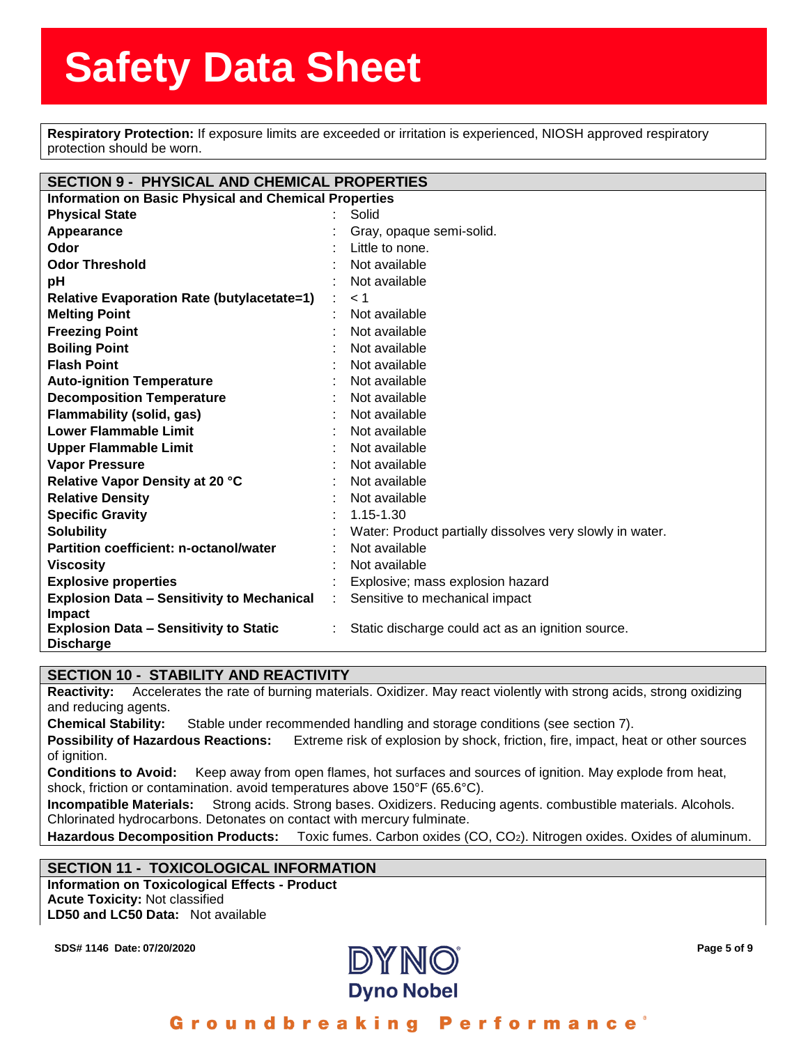**Respiratory Protection:** If exposure limits are exceeded or irritation is experienced, NIOSH approved respiratory protection should be worn.

## SECTION 9 - PHYSICAL AND CHEMICAL PROPERTIES

**Information on Basic Physical and Chemical Properties**

| Property | Value |
|---|---|
| **Physical State** | Solid |
| **Appearance** | Gray, opaque semi-solid. |
| **Odor** | Little to none. |
| **Odor Threshold** | Not available |
| **pH** | Not available |
| **Relative Evaporation Rate (butylacetate=1)** | < 1 |
| **Melting Point** | Not available |
| **Freezing Point** | Not available |
| **Boiling Point** | Not available |
| **Flash Point** | Not available |
| **Auto-ignition Temperature** | Not available |
| **Decomposition Temperature** | Not available |
| **Flammability (solid, gas)** | Not available |
| **Lower Flammable Limit** | Not available |
| **Upper Flammable Limit** | Not available |
| **Vapor Pressure** | Not available |
| **Relative Vapor Density at 20 °C** | Not available |
| **Relative Density** | Not available |
| **Specific Gravity** | 1.15-1.30 |
| **Solubility** | Water: Product partially dissolves very slowly in water. |
| **Partition coefficient: n-octanol/water** | Not available |
| **Viscosity** | Not available |
| **Explosive properties** | Explosive; mass explosion hazard |
| **Explosion Data – Sensitivity to Mechanical Impact** | Sensitive to mechanical impact |
| **Explosion Data – Sensitivity to Static Discharge** | Static discharge could act as an ignition source. |

## SECTION 10 - STABILITY AND REACTIVITY

**Reactivity:** Accelerates the rate of burning materials. Oxidizer. May react violently with strong acids, strong oxidizing and reducing agents.

**Chemical Stability:** Stable under recommended handling and storage conditions (see section 7).

**Possibility of Hazardous Reactions:** Extreme risk of explosion by shock, friction, fire, impact, heat or other sources of ignition.

**Conditions to Avoid:** Keep away from open flames, hot surfaces and sources of ignition. May explode from heat, shock, friction or contamination. avoid temperatures above 150°F (65.6°C).

**Incompatible Materials:** Strong acids. Strong bases. Oxidizers. Reducing agents. combustible materials. Alcohols. Chlorinated hydrocarbons. Detonates on contact with mercury fulminate.

**Hazardous Decomposition Products:** Toxic fumes. Carbon oxides ($CO$, $CO_2$). Nitrogen oxides. Oxides of aluminum.

## SECTION 11 - TOXICOLOGICAL INFORMATION

**Information on Toxicological Effects - Product**

**Acute Toxicity:** Not classified

**LD50 and LC50 Data:** Not available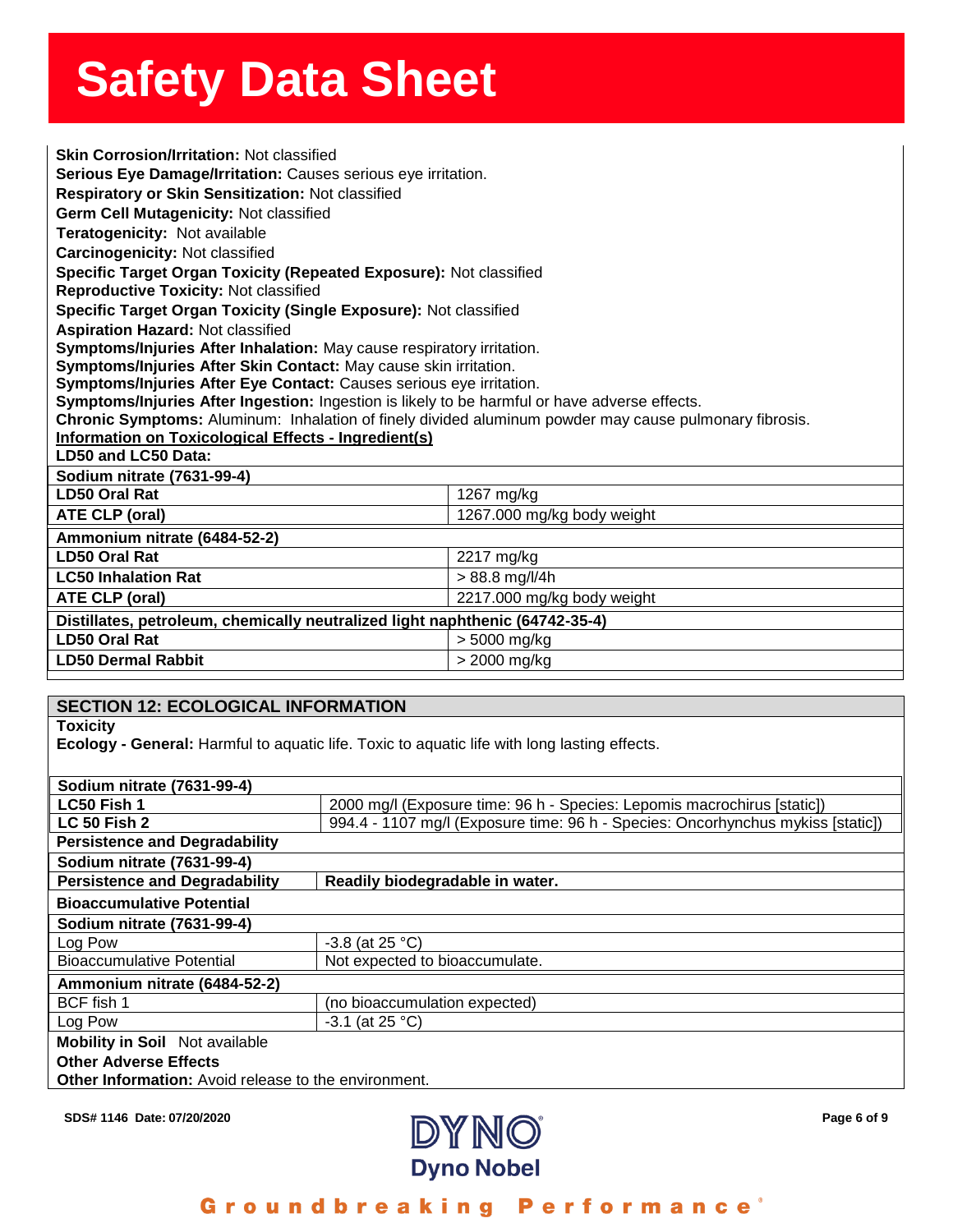**Skin Corrosion/Irritation:** Not classified
**Serious Eye Damage/Irritation:** Causes serious eye irritation.
**Respiratory or Skin Sensitization:** Not classified
**Germ Cell Mutagenicity:** Not classified
**Teratogenicity:** Not available
**Carcinogenicity:** Not classified
**Specific Target Organ Toxicity (Repeated Exposure):** Not classified
**Reproductive Toxicity:** Not classified
**Specific Target Organ Toxicity (Single Exposure):** Not classified
**Aspiration Hazard:** Not classified
**Symptoms/Injuries After Inhalation:** May cause respiratory irritation.
**Symptoms/Injuries After Skin Contact:** May cause skin irritation.
**Symptoms/Injuries After Eye Contact:** Causes serious eye irritation.
**Symptoms/Injuries After Ingestion:** Ingestion is likely to be harmful or have adverse effects.
**Chronic Symptoms:** Aluminum: Inhalation of finely divided aluminum powder may cause pulmonary fibrosis.

**Information on Toxicological Effects - Ingredient(s)**

**LD50 and LC50 Data:**

| **Sodium nitrate (7631-99-4)** | |
|---|---|
| **LD50 Oral Rat** | 1267 mg/kg |
| **ATE CLP (oral)** | 1267.000 mg/kg body weight |
| **Ammonium nitrate (6484-52-2)** | |
| **LD50 Oral Rat** | 2217 mg/kg |
| **LC50 Inhalation Rat** | > 88.8 mg/l/4h |
| **ATE CLP (oral)** | 2217.000 mg/kg body weight |
| **Distillates, petroleum, chemically neutralized light naphthenic (64742-35-4)** | |
| **LD50 Oral Rat** | > 5000 mg/kg |
| **LD50 Dermal Rabbit** | > 2000 mg/kg |

## SECTION 12: ECOLOGICAL INFORMATION

**Toxicity**

**Ecology - General:** Harmful to aquatic life. Toxic to aquatic life with long lasting effects.

| **Sodium nitrate (7631-99-4)** | |
|---|---|
| **LC50 Fish 1** | 2000 mg/l (Exposure time: 96 h - Species: Lepomis macrochirus [static]) |
| **LC 50 Fish 2** | 994.4 - 1107 mg/l (Exposure time: 96 h - Species: Oncorhynchus mykiss [static]) |

**Persistence and Degradability**

| **Sodium nitrate (7631-99-4)** | |
|---|---|
| **Persistence and Degradability** | **Readily biodegradable in water.** |

**Bioaccumulative Potential**

| **Sodium nitrate (7631-99-4)** | |
|---|---|
| Log Pow | -3.8 (at 25 °C) |
| Bioaccumulative Potential | Not expected to bioaccumulate. |
| **Ammonium nitrate (6484-52-2)** | |
| BCF fish 1 | (no bioaccumulation expected) |
| Log Pow | -3.1 (at 25 °C) |

**Mobility in Soil** Not available

**Other Adverse Effects**

**Other Information:** Avoid release to the environment.

SDS# 1146 Date: 07/20/2020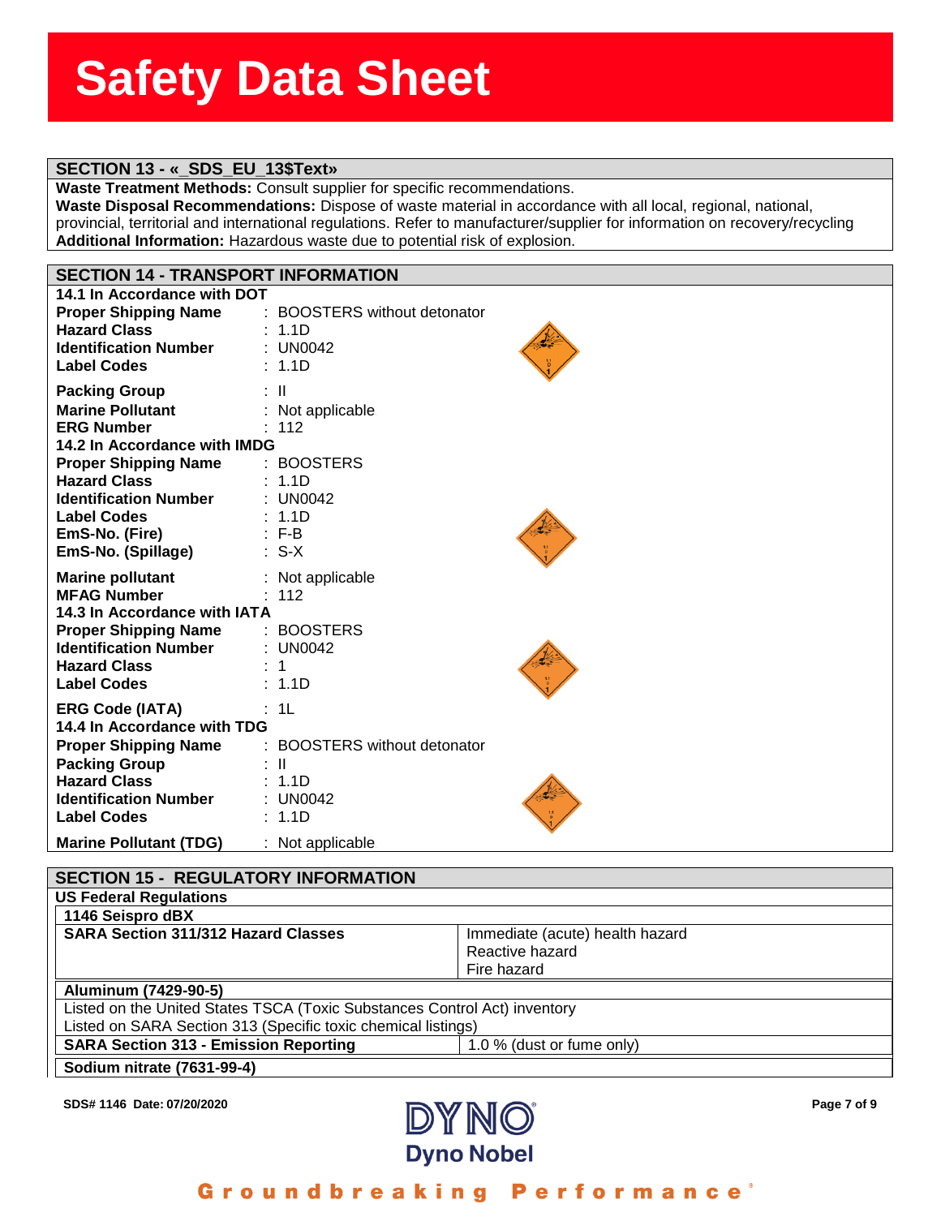# Safety Data Sheet

## SECTION 13 - «_SDS_EU_13$Text»

**Waste Treatment Methods:** Consult supplier for specific recommendations.
**Waste Disposal Recommendations:** Dispose of waste material in accordance with all local, regional, national, provincial, territorial and international regulations. Refer to manufacturer/supplier for information on recovery/recycling
**Additional Information:** Hazardous waste due to potential risk of explosion.

## SECTION 14 - TRANSPORT INFORMATION

**14.1 In Accordance with DOT**

**Proper Shipping Name** : BOOSTERS without detonator
**Hazard Class** : 1.1D
**Identification Number** : UN0042
**Label Codes** : 1.1D
**Packing Group** : II
**Marine Pollutant** : Not applicable
**ERG Number** : 112

**14.2 In Accordance with IMDG**

**Proper Shipping Name** : BOOSTERS
**Hazard Class** : 1.1D
**Identification Number** : UN0042
**Label Codes** : 1.1D
**EmS-No. (Fire)** : F-B
**EmS-No. (Spillage)** : S-X
**Marine pollutant** : Not applicable
**MFAG Number** : 112

**14.3 In Accordance with IATA**

**Proper Shipping Name** : BOOSTERS
**Identification Number** : UN0042
**Hazard Class** : 1
**Label Codes** : 1.1D
**ERG Code (IATA)** : 1L

**14.4 In Accordance with TDG**

**Proper Shipping Name** : BOOSTERS without detonator
**Packing Group** : II
**Hazard Class** : 1.1D
**Identification Number** : UN0042
**Label Codes** : 1.1D
**Marine Pollutant (TDG)** : Not applicable

## SECTION 15 - REGULATORY INFORMATION

**US Federal Regulations**

**1146 Seispro dBX**

| **SARA Section 311/312 Hazard Classes** | Immediate (acute) health hazard<br>Reactive hazard<br>Fire hazard |
|---|---|

**Aluminum (7429-90-5)**

Listed on the United States TSCA (Toxic Substances Control Act) inventory
Listed on SARA Section 313 (Specific toxic chemical listings)

| **SARA Section 313 - Emission Reporting** | 1.0 % (dust or fume only) |
|---|---|

**Sodium nitrate (7631-99-4)**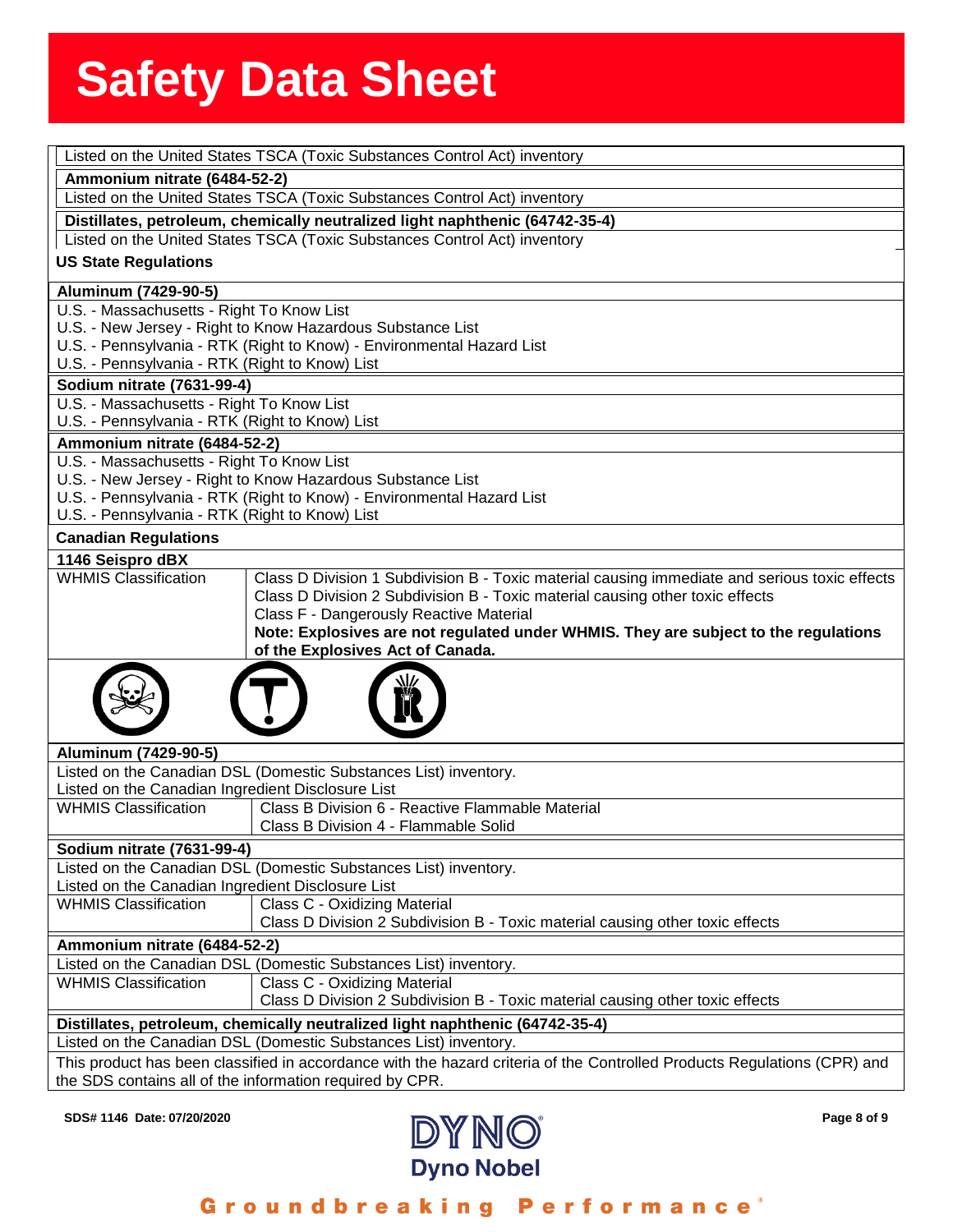Listed on the United States TSCA (Toxic Substances Control Act) inventory

**Ammonium nitrate (6484-52-2)**

Listed on the United States TSCA (Toxic Substances Control Act) inventory

**Distillates, petroleum, chemically neutralized light naphthenic (64742-35-4)**

Listed on the United States TSCA (Toxic Substances Control Act) inventory

**US State Regulations**

**Aluminum (7429-90-5)**

U.S. - Massachusetts - Right To Know List
U.S. - New Jersey - Right to Know Hazardous Substance List
U.S. - Pennsylvania - RTK (Right to Know) - Environmental Hazard List
U.S. - Pennsylvania - RTK (Right to Know) List

**Sodium nitrate (7631-99-4)**

U.S. - Massachusetts - Right To Know List
U.S. - Pennsylvania - RTK (Right to Know) List

**Ammonium nitrate (6484-52-2)**

U.S. - Massachusetts - Right To Know List
U.S. - New Jersey - Right to Know Hazardous Substance List
U.S. - Pennsylvania - RTK (Right to Know) - Environmental Hazard List
U.S. - Pennsylvania - RTK (Right to Know) List

**Canadian Regulations**

**1146 Seispro dBX**

| WHMIS Classification | Class D Division 1 Subdivision B - Toxic material causing immediate and serious toxic effects<br>Class D Division 2 Subdivision B - Toxic material causing other toxic effects<br>Class F - Dangerously Reactive Material<br>**Note: Explosives are not regulated under WHMIS. They are subject to the regulations of the Explosives Act of Canada.** |
|---|---|

**Aluminum (7429-90-5)**

Listed on the Canadian DSL (Domestic Substances List) inventory.
Listed on the Canadian Ingredient Disclosure List

| WHMIS Classification | Class B Division 6 - Reactive Flammable Material<br>Class B Division 4 - Flammable Solid |
|---|---|

**Sodium nitrate (7631-99-4)**

Listed on the Canadian DSL (Domestic Substances List) inventory.
Listed on the Canadian Ingredient Disclosure List

| WHMIS Classification | Class C - Oxidizing Material<br>Class D Division 2 Subdivision B - Toxic material causing other toxic effects |
|---|---|

**Ammonium nitrate (6484-52-2)**

Listed on the Canadian DSL (Domestic Substances List) inventory.

| WHMIS Classification | Class C - Oxidizing Material<br>Class D Division 2 Subdivision B - Toxic material causing other toxic effects |
|---|---|

**Distillates, petroleum, chemically neutralized light naphthenic (64742-35-4)**

Listed on the Canadian DSL (Domestic Substances List) inventory.

This product has been classified in accordance with the hazard criteria of the Controlled Products Regulations (CPR) and the SDS contains all of the information required by CPR.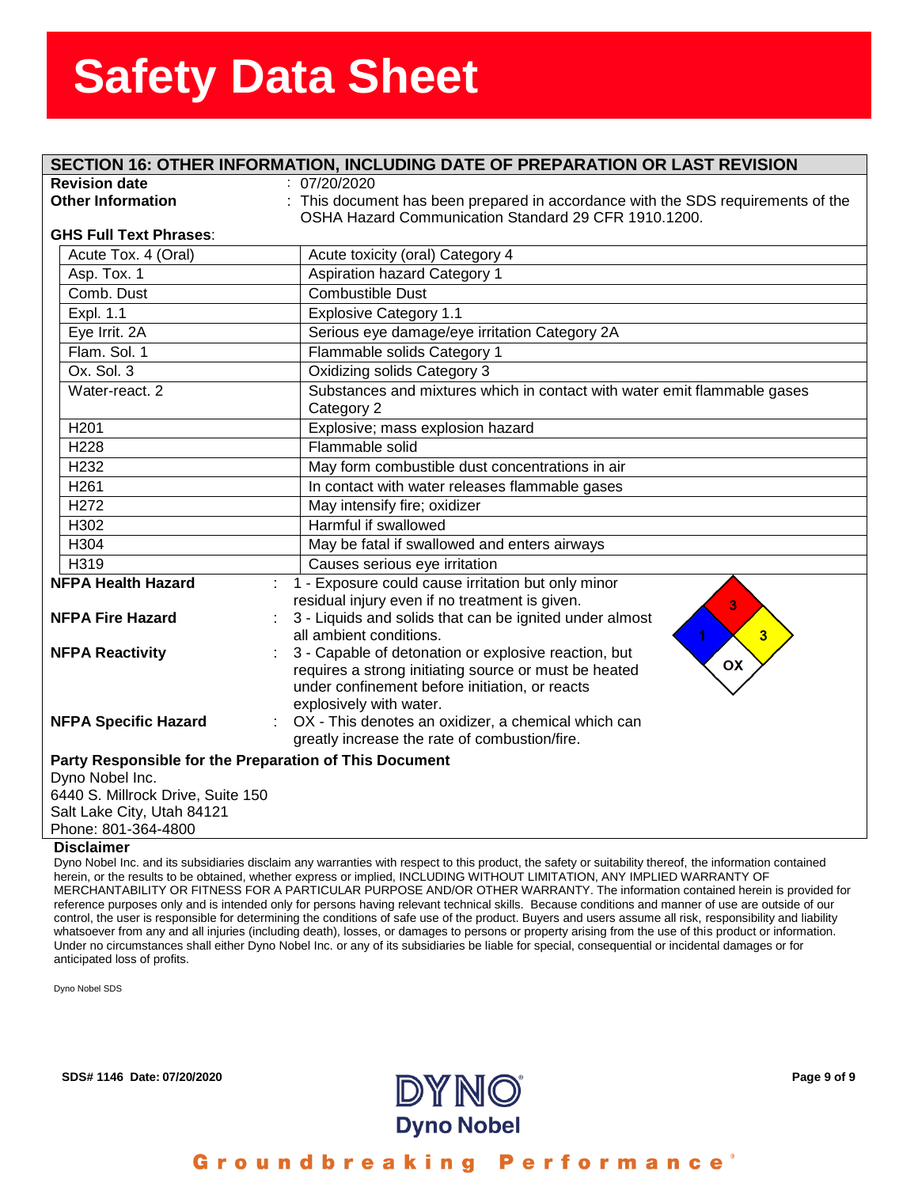# Safety Data Sheet

## SECTION 16: OTHER INFORMATION, INCLUDING DATE OF PREPARATION OR LAST REVISION

**Revision date** : 07/20/2020

**Other Information** : This document has been prepared in accordance with the SDS requirements of the OSHA Hazard Communication Standard 29 CFR 1910.1200.

**GHS Full Text Phrases**:

| | |
|---|---|
| Acute Tox. 4 (Oral) | Acute toxicity (oral) Category 4 |
| Asp. Tox. 1 | Aspiration hazard Category 1 |
| Comb. Dust | Combustible Dust |
| Expl. 1.1 | Explosive Category 1.1 |
| Eye Irrit. 2A | Serious eye damage/eye irritation Category 2A |
| Flam. Sol. 1 | Flammable solids Category 1 |
| Ox. Sol. 3 | Oxidizing solids Category 3 |
| Water-react. 2 | Substances and mixtures which in contact with water emit flammable gases Category 2 |
| H201 | Explosive; mass explosion hazard |
| H228 | Flammable solid |
| H232 | May form combustible dust concentrations in air |
| H261 | In contact with water releases flammable gases |
| H272 | May intensify fire; oxidizer |
| H302 | Harmful if swallowed |
| H304 | May be fatal if swallowed and enters airways |
| H319 | Causes serious eye irritation |

**NFPA Health Hazard** : 1 - Exposure could cause irritation but only minor residual injury even if no treatment is given.

**NFPA Fire Hazard** : 3 - Liquids and solids that can be ignited under almost all ambient conditions.

**NFPA Reactivity** : 3 - Capable of detonation or explosive reaction, but requires a strong initiating source or must be heated under confinement before initiation, or reacts explosively with water.

**NFPA Specific Hazard** : OX - This denotes an oxidizer, a chemical which can greatly increase the rate of combustion/fire.

3
1
3
OX

**Party Responsible for the Preparation of This Document**

Dyno Nobel Inc.
6440 S. Millrock Drive, Suite 150
Salt Lake City, Utah 84121
Phone: 801-364-4800

**Disclaimer**

Dyno Nobel Inc. and its subsidiaries disclaim any warranties with respect to this product, the safety or suitability thereof, the information contained herein, or the results to be obtained, whether express or implied, INCLUDING WITHOUT LIMITATION, ANY IMPLIED WARRANTY OF MERCHANTABILITY OR FITNESS FOR A PARTICULAR PURPOSE AND/OR OTHER WARRANTY. The information contained herein is provided for reference purposes only and is intended only for persons having relevant technical skills. Because conditions and manner of use are outside of our control, the user is responsible for determining the conditions of safe use of the product. Buyers and users assume all risk, responsibility and liability whatsoever from any and all injuries (including death), losses, or damages to persons or property arising from the use of this product or information. Under no circumstances shall either Dyno Nobel Inc. or any of its subsidiaries be liable for special, consequential or incidental damages or for anticipated loss of profits.

Dyno Nobel SDS